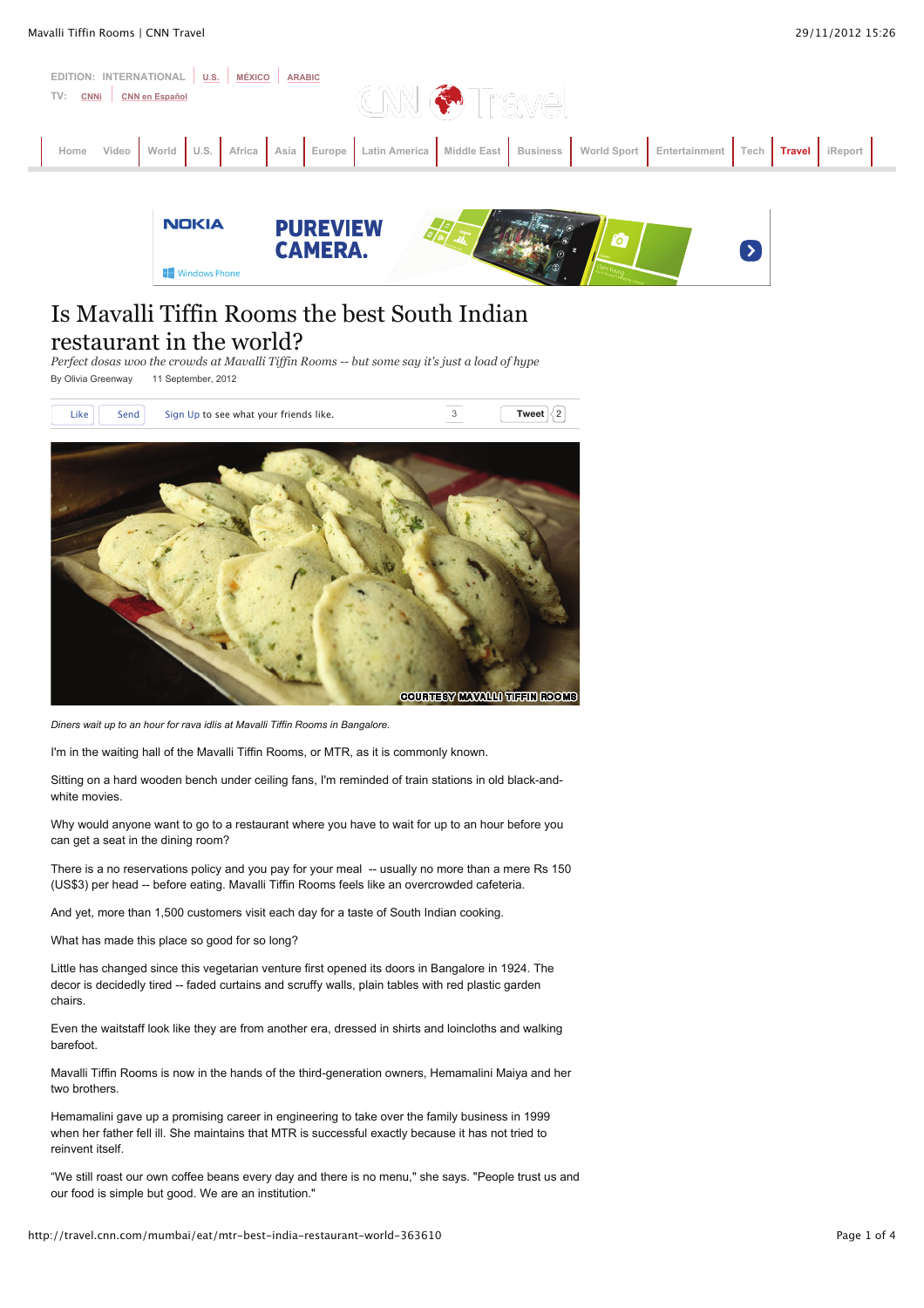# Is Mavalli Tiffin Rooms the best South Indian restaurant in the world?

*Perfect dosas woo the crowds at Mavalli Tiffin Rooms -- but some say it's just a load of hype*

By Olivia Greenway 11 September, 2012

*Diners wait up to an hour for rava idlis at Mavalli Tiffin Rooms in Bangalore.*

I'm in the waiting hall of the Mavalli Tiffin Rooms, or MTR, as it is commonly known.

Sitting on a hard wooden bench under ceiling fans, I'm reminded of train stations in old black-and-white movies.

Why would anyone want to go to a restaurant where you have to wait for up to an hour before you can get a seat in the dining room?

There is a no reservations policy and you pay for your meal -- usually no more than a mere Rs 150 (US$3) per head -- before eating. Mavalli Tiffin Rooms feels like an overcrowded cafeteria.

And yet, more than 1,500 customers visit each day for a taste of South Indian cooking.

What has made this place so good for so long?

Little has changed since this vegetarian venture first opened its doors in Bangalore in 1924. The decor is decidedly tired -- faded curtains and scruffy walls, plain tables with red plastic garden chairs.

Even the waitstaff look like they are from another era, dressed in shirts and loincloths and walking barefoot.

Mavalli Tiffin Rooms is now in the hands of the third-generation owners, Hemamalini Maiya and her two brothers.

Hemamalini gave up a promising career in engineering to take over the family business in 1999 when her father fell ill. She maintains that MTR is successful exactly because it has not tried to reinvent itself.

"We still roast our own coffee beans every day and there is no menu," she says. "People trust us and our food is simple but good. We are an institution."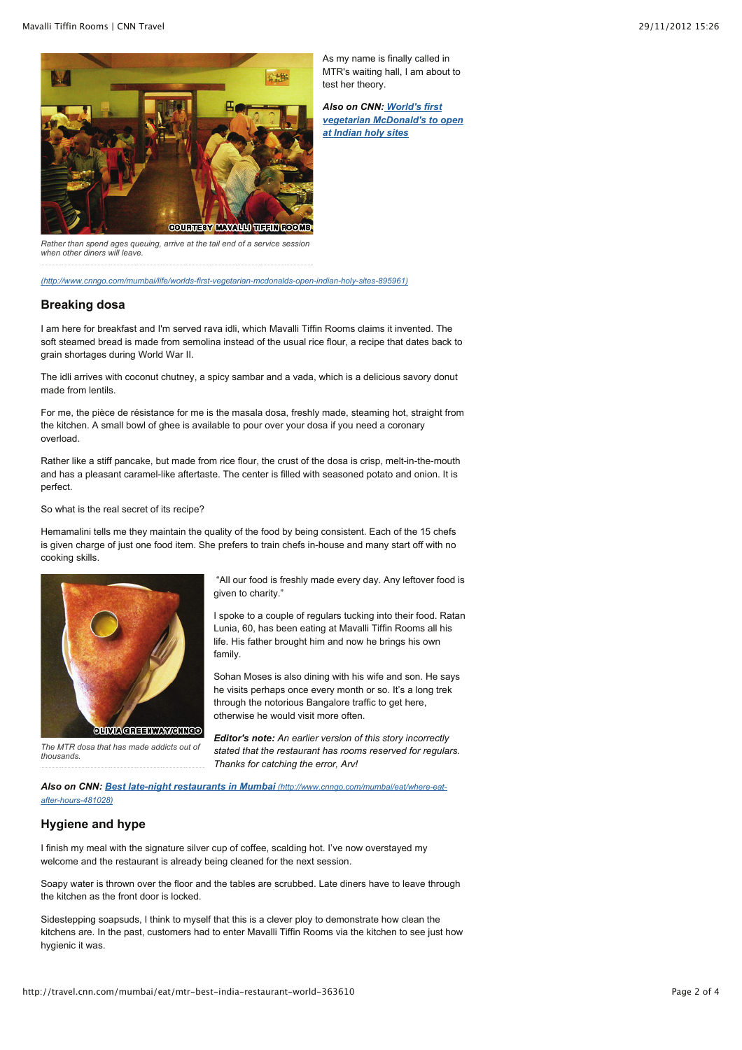As my name is finally called in MTR's waiting hall, I am about to test her theory.

***Also on CNN:*** [***World's first vegetarian McDonald's to open at Indian holy sites***](http://www.cnngo.com/mumbai/life/worlds-first-vegetarian-mcdonalds-open-indian-holy-sites-895961)

*Rather than spend ages queuing, arrive at the tail end of a service session when other diners will leave.*

(http://www.cnngo.com/mumbai/life/worlds-first-vegetarian-mcdonalds-open-indian-holy-sites-895961)

## Breaking dosa

I am here for breakfast and I'm served rava idli, which Mavalli Tiffin Rooms claims it invented. The soft steamed bread is made from semolina instead of the usual rice flour, a recipe that dates back to grain shortages during World War II.

The idli arrives with coconut chutney, a spicy sambar and a vada, which is a delicious savory donut made from lentils.

For me, the pièce de résistance for me is the masala dosa, freshly made, steaming hot, straight from the kitchen. A small bowl of ghee is available to pour over your dosa if you need a coronary overload.

Rather like a stiff pancake, but made from rice flour, the crust of the dosa is crisp, melt-in-the-mouth and has a pleasant caramel-like aftertaste. The center is filled with seasoned potato and onion. It is perfect.

So what is the real secret of its recipe?

Hemamalini tells me they maintain the quality of the food by being consistent. Each of the 15 chefs is given charge of just one food item. She prefers to train chefs in-house and many start off with no cooking skills.

"All our food is freshly made every day. Any leftover food is given to charity."

*The MTR dosa that has made addicts out of thousands.*

I spoke to a couple of regulars tucking into their food. Ratan Lunia, 60, has been eating at Mavalli Tiffin Rooms all his life. His father brought him and now he brings his own family.

Sohan Moses is also dining with his wife and son. He says he visits perhaps once every month or so. It's a long trek through the notorious Bangalore traffic to get here, otherwise he would visit more often.

***Editor's note:*** *An earlier version of this story incorrectly stated that the restaurant has rooms reserved for regulars. Thanks for catching the error, Arv!*

***Also on CNN:*** [***Best late-night restaurants in Mumbai***](http://www.cnngo.com/mumbai/eat/where-eat-after-hours-481028) (http://www.cnngo.com/mumbai/eat/where-eat-after-hours-481028)

## Hygiene and hype

I finish my meal with the signature silver cup of coffee, scalding hot. I've now overstayed my welcome and the restaurant is already being cleaned for the next session.

Soapy water is thrown over the floor and the tables are scrubbed. Late diners have to leave through the kitchen as the front door is locked.

Sidestepping soapsuds, I think to myself that this is a clever ploy to demonstrate how clean the kitchens are. In the past, customers had to enter Mavalli Tiffin Rooms via the kitchen to see just how hygienic it was.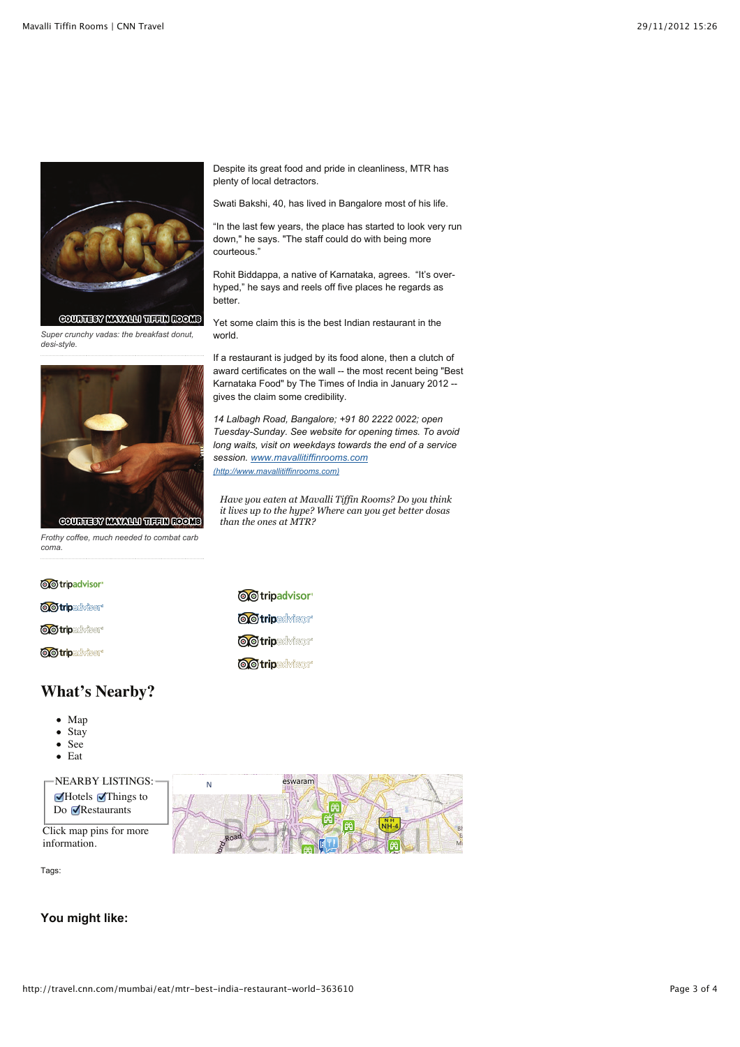Despite its great food and pride in cleanliness, MTR has plenty of local detractors.

Swati Bakshi, 40, has lived in Bangalore most of his life.

"In the last few years, the place has started to look very run down," he says. "The staff could do with being more courteous."

Rohit Biddappa, a native of Karnataka, agrees. "It's over-hyped," he says and reels off five places he regards as better.

Yet some claim this is the best Indian restaurant in the world.

If a restaurant is judged by its food alone, then a clutch of award certificates on the wall -- the most recent being "Best Karnataka Food" by The Times of India in January 2012 -- gives the claim some credibility.

*14 Lalbagh Road, Bangalore; +91 80 2222 0022; open Tuesday-Sunday. See website for opening times. To avoid long waits, visit on weekdays towards the end of a service session.* [www.mavallitiffinrooms.com](http://www.mavallitiffinrooms.com) (http://www.mavallitiffinrooms.com)

*Have you eaten at Mavalli Tiffin Rooms? Do you think it lives up to the hype? Where can you get better dosas than the ones at MTR?*

COURTESY MAVALLI TIFFIN ROOMS

*Super crunchy vadas: the breakfast donut, desi-style.*

COURTESY MAVALLI TIFFIN ROOMS

*Frothy coffee, much needed to combat carb coma.*

tripadvisor

tripadvisor

tripadvisor

tripadvisor

tripadvisor

tripadvisor

tripadvisor

tripadvisor

## What's Nearby?

- Map
- Stay
- See
- Eat

NEARBY LISTINGS: Hotels Things to Do Restaurants

Click map pins for more information.

Tags:

### You might like: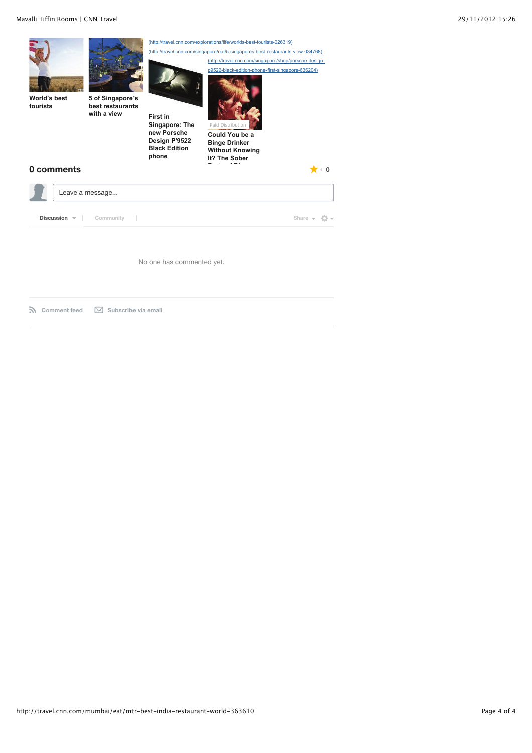(http://travel.cnn.com/explorations/life/worlds-best-tourists-026319)

(http://travel.cnn.com/singapore/eat/5-singapores-best-restaurants-view-034768)

(http://travel.cnn.com/singapore/shop/porsche-design-p9522-black-edition-phone-first-singapore-636204)

**World's best tourists**

**5 of Singapore's best restaurants with a view**

**First in Singapore: The new Porsche Design P'9522 Black Edition phone**

Paid Distribution

**Could You be a Binge Drinker Without Knowing It? The Sober**

## 0 comments

0

Leave a message...

Discussion | Community | Share

No one has commented yet.

Comment feed  Subscribe via email